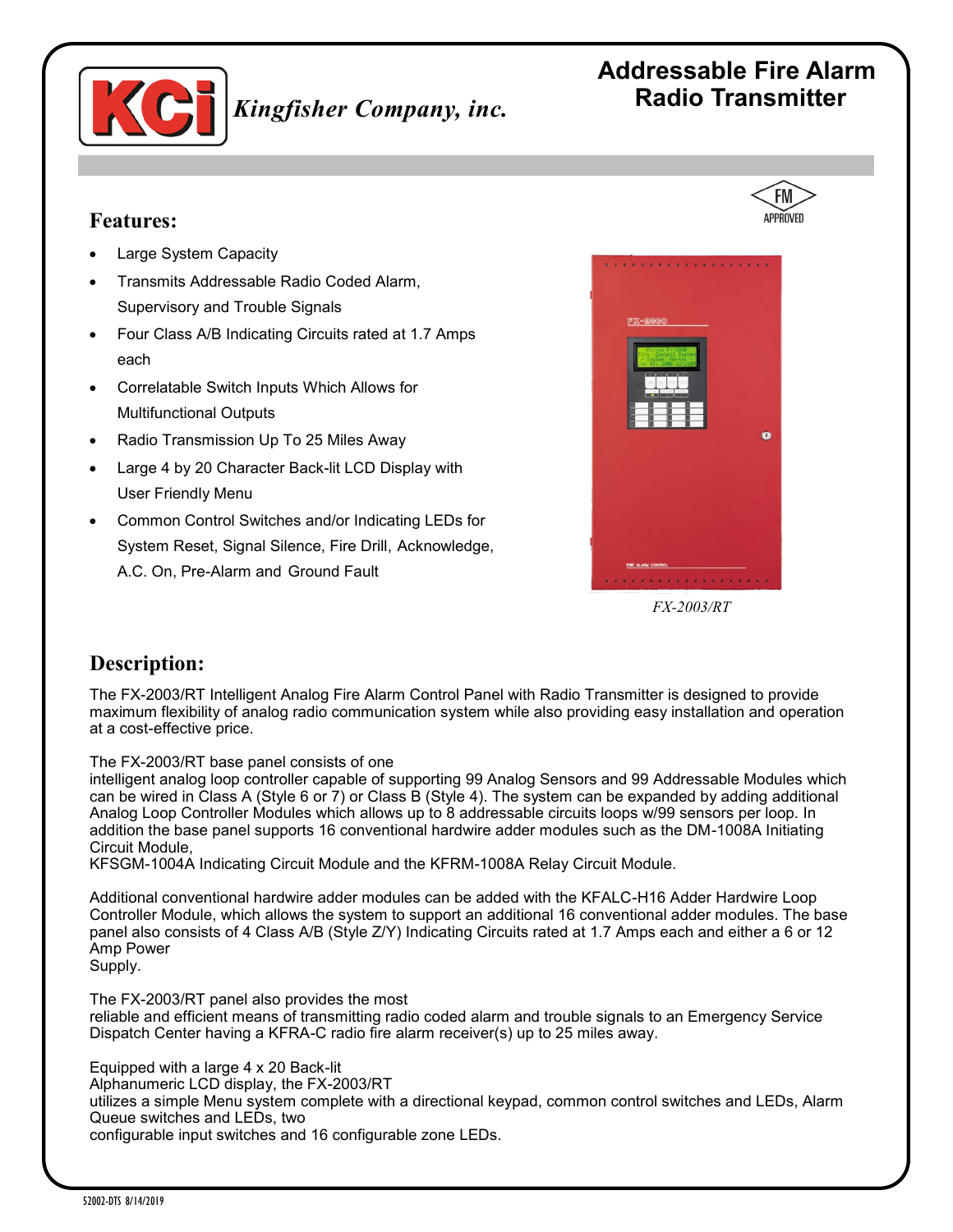Kingfisher Company, inc.

# Addressable Fire Alarm Radio Transmitter

FM APPROVED

## Features:

- Large System Capacity
- Transmits Addressable Radio Coded Alarm, Supervisory and Trouble Signals
- Four Class A/B Indicating Circuits rated at 1.7 Amps each
- Correlatable Switch Inputs Which Allows for Multifunctional Outputs
- Radio Transmission Up To 25 Miles Away
- Large 4 by 20 Character Back-lit LCD Display with User Friendly Menu
- Common Control Switches and/or Indicating LEDs for System Reset, Signal Silence, Fire Drill, Acknowledge, A.C. On, Pre-Alarm and Ground Fault

*FX-2003/RT*

## Description:

The FX-2003/RT Intelligent Analog Fire Alarm Control Panel with Radio Transmitter is designed to provide maximum flexibility of analog radio communication system while also providing easy installation and operation at a cost-effective price.

The FX-2003/RT base panel consists of one intelligent analog loop controller capable of supporting 99 Analog Sensors and 99 Addressable Modules which can be wired in Class A (Style 6 or 7) or Class B (Style 4). The system can be expanded by adding additional Analog Loop Controller Modules which allows up to 8 addressable circuits loops w/99 sensors per loop. In addition the base panel supports 16 conventional hardwire adder modules such as the DM-1008A Initiating Circuit Module, KFSGM-1004A Indicating Circuit Module and the KFRM-1008A Relay Circuit Module.

Additional conventional hardwire adder modules can be added with the KFALC-H16 Adder Hardwire Loop Controller Module, which allows the system to support an additional 16 conventional adder modules. The base panel also consists of 4 Class A/B (Style Z/Y) Indicating Circuits rated at 1.7 Amps each and either a 6 or 12 Amp Power Supply.

The FX-2003/RT panel also provides the most reliable and efficient means of transmitting radio coded alarm and trouble signals to an Emergency Service Dispatch Center having a KFRA-C radio fire alarm receiver(s) up to 25 miles away.

Equipped with a large 4 x 20 Back-lit Alphanumeric LCD display, the FX-2003/RT utilizes a simple Menu system complete with a directional keypad, common control switches and LEDs, Alarm Queue switches and LEDs, two configurable input switches and 16 configurable zone LEDs.

52002-DTS 8/14/2019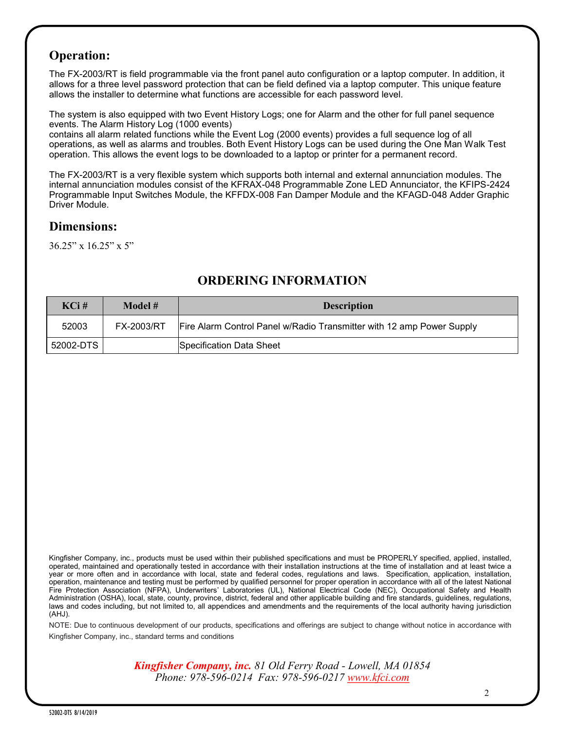## Operation:

The FX-2003/RT is field programmable via the front panel auto configuration or a laptop computer. In addition, it allows for a three level password protection that can be field defined via a laptop computer. This unique feature allows the installer to determine what functions are accessible for each password level.

The system is also equipped with two Event History Logs; one for Alarm and the other for full panel sequence events. The Alarm History Log (1000 events)
contains all alarm related functions while the Event Log (2000 events) provides a full sequence log of all operations, as well as alarms and troubles. Both Event History Logs can be used during the One Man Walk Test operation. This allows the event logs to be downloaded to a laptop or printer for a permanent record.

The FX-2003/RT is a very flexible system which supports both internal and external annunciation modules. The internal annunciation modules consist of the KFRAX-048 Programmable Zone LED Annunciator, the KFIPS-2424 Programmable Input Switches Module, the KFFDX-008 Fan Damper Module and the KFAGD-048 Adder Graphic Driver Module.

## Dimensions:

36.25" x 16.25" x 5"

## ORDERING INFORMATION

| KCi # | Model # | Description |
|---|---|---|
| 52003 | FX-2003/RT | Fire Alarm Control Panel w/Radio Transmitter with 12 amp Power Supply |
| 52002-DTS | | Specification Data Sheet |

Kingfisher Company, inc., products must be used within their published specifications and must be PROPERLY specified, applied, installed, operated, maintained and operationally tested in accordance with their installation instructions at the time of installation and at least twice a year or more often and in accordance with local, state and federal codes, regulations and laws. Specification, application, installation, operation, maintenance and testing must be performed by qualified personnel for proper operation in accordance with all of the latest National Fire Protection Association (NFPA), Underwriters' Laboratories (UL), National Electrical Code (NEC), Occupational Safety and Health Administration (OSHA), local, state, county, province, district, federal and other applicable building and fire standards, guidelines, regulations, laws and codes including, but not limited to, all appendices and amendments and the requirements of the local authority having jurisdiction (AHJ).

NOTE: Due to continuous development of our products, specifications and offerings are subject to change without notice in accordance with Kingfisher Company, inc., standard terms and conditions

***Kingfisher Company, inc.*** *81 Old Ferry Road - Lowell, MA 01854*
*Phone: 978-596-0214 Fax: 978-596-0217 www.kfci.com*

52002-DTS 8/14/2019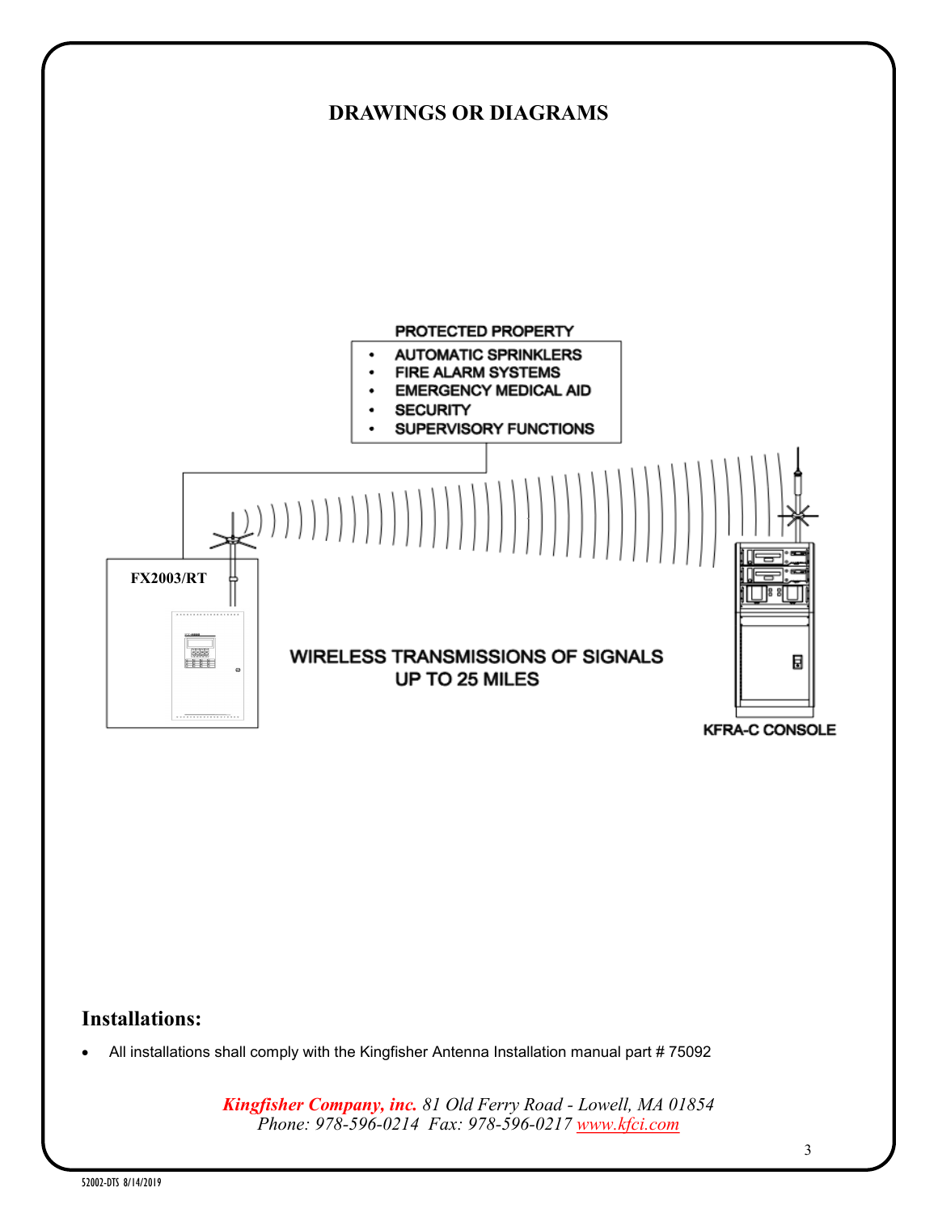# DRAWINGS OR DIAGRAMS

PROTECTED PROPERTY

- AUTOMATIC SPRINKLERS
- FIRE ALARM SYSTEMS
- EMERGENCY MEDICAL AID
- SECURITY
- SUPERVISORY FUNCTIONS

FX2003/RT

WIRELESS TRANSMISSIONS OF SIGNALS UP TO 25 MILES

KFRA-C CONSOLE

## Installations:

- All installations shall comply with the Kingfisher Antenna Installation manual part # 75092

*Kingfisher Company, inc. 81 Old Ferry Road - Lowell, MA 01854*
*Phone: 978-596-0214 Fax: 978-596-0217 www.kfci.com*

52002-DTS 8/14/2019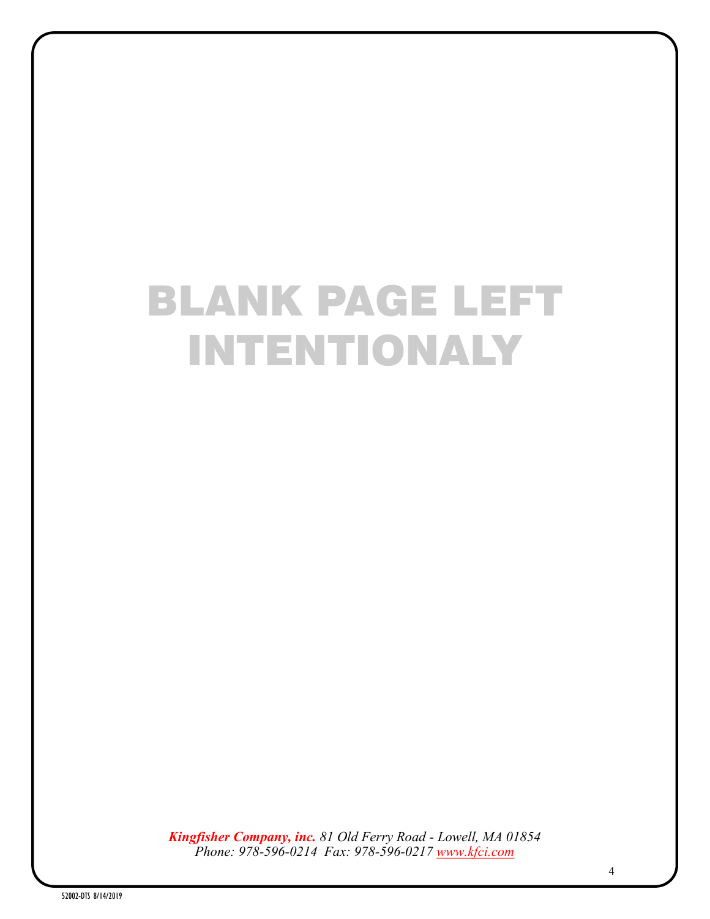# BLANK PAGE LEFT INTENTIONALY